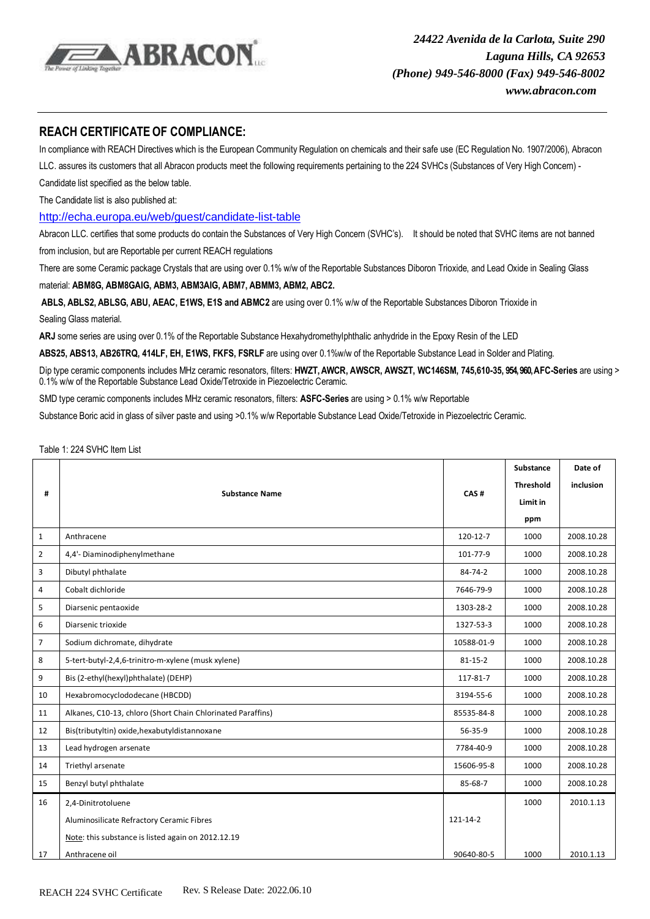*24422 Avenida de la Carlota, Suite 290*
*Laguna Hills, CA 92653*
*(Phone) 949-546-8000 (Fax) 949-546-8002*
*www.abracon.com*

## REACH CERTIFICATE OF COMPLIANCE:

In compliance with REACH Directives which is the European Community Regulation on chemicals and their safe use (EC Regulation No. 1907/2006), Abracon LLC. assures its customers that all Abracon products meet the following requirements pertaining to the 224 SVHCs (Substances of Very High Concern) - Candidate list specified as the below table.

The Candidate list is also published at:

http://echa.europa.eu/web/guest/candidate-list-table

Abracon LLC. certifies that some products do contain the Substances of Very High Concern (SVHC's). It should be noted that SVHC items are not banned from inclusion, but are Reportable per current REACH regulations

There are some Ceramic package Crystals that are using over 0.1% w/w of the Reportable Substances Diboron Trioxide, and Lead Oxide in Sealing Glass material: **ABM8G, ABM8GAIG, ABM3, ABM3AIG, ABM7, ABMM3, ABM2, ABC2.**

**ABLS, ABLS2, ABLSG, ABU, AEAC, E1WS, E1S and ABMC2** are using over 0.1% w/w of the Reportable Substances Diboron Trioxide in Sealing Glass material.

**ARJ** some series are using over 0.1% of the Reportable Substance Hexahydromethylphthalic anhydride in the Epoxy Resin of the LED

**ABS25, ABS13, AB26TRQ, 414LF, EH, E1WS, FKFS, FSRLF** are using over 0.1%w/w of the Reportable Substance Lead in Solder and Plating.

Dip type ceramic components includes MHz ceramic resonators, filters: **HWZT, AWCR, AWSCR, AWSZT, WC146SM, 745,610-35, 954, 960, AFC-Series** are using > 0.1% w/w of the Reportable Substance Lead Oxide/Tetroxide in Piezoelectric Ceramic.

SMD type ceramic components includes MHz ceramic resonators, filters: **ASFC-Series** are using > 0.1% w/w Reportable Substance Boric acid in glass of silver paste and using >0.1% w/w Reportable Substance Lead Oxide/Tetroxide in Piezoelectric Ceramic.

Table 1: 224 SVHC Item List

| # | Substance Name | CAS # | Substance Threshold Limit in ppm | Date of inclusion |
|---|---|---|---|---|
| 1 | Anthracene | 120-12-7 | 1000 | 2008.10.28 |
| 2 | 4,4'- Diaminodiphenylmethane | 101-77-9 | 1000 | 2008.10.28 |
| 3 | Dibutyl phthalate | 84-74-2 | 1000 | 2008.10.28 |
| 4 | Cobalt dichloride | 7646-79-9 | 1000 | 2008.10.28 |
| 5 | Diarsenic pentaoxide | 1303-28-2 | 1000 | 2008.10.28 |
| 6 | Diarsenic trioxide | 1327-53-3 | 1000 | 2008.10.28 |
| 7 | Sodium dichromate, dihydrate | 10588-01-9 | 1000 | 2008.10.28 |
| 8 | 5-tert-butyl-2,4,6-trinitro-m-xylene (musk xylene) | 81-15-2 | 1000 | 2008.10.28 |
| 9 | Bis (2-ethyl(hexyl)phthalate) (DEHP) | 117-81-7 | 1000 | 2008.10.28 |
| 10 | Hexabromocyclododecane (HBCDD) | 3194-55-6 | 1000 | 2008.10.28 |
| 11 | Alkanes, C10-13, chloro (Short Chain Chlorinated Paraffins) | 85535-84-8 | 1000 | 2008.10.28 |
| 12 | Bis(tributyltin) oxide,hexabutyldistannoxane | 56-35-9 | 1000 | 2008.10.28 |
| 13 | Lead hydrogen arsenate | 7784-40-9 | 1000 | 2008.10.28 |
| 14 | Triethyl arsenate | 15606-95-8 | 1000 | 2008.10.28 |
| 15 | Benzyl butyl phthalate | 85-68-7 | 1000 | 2008.10.28 |
| 16 | 2,4-Dinitrotoluene<br>Aluminosilicate Refractory Ceramic Fibres<br>Note: this substance is listed again on 2012.12.19 | 121-14-2 | 1000 | 2010.1.13 |
| 17 | Anthracene oil | 90640-80-5 | 1000 | 2010.1.13 |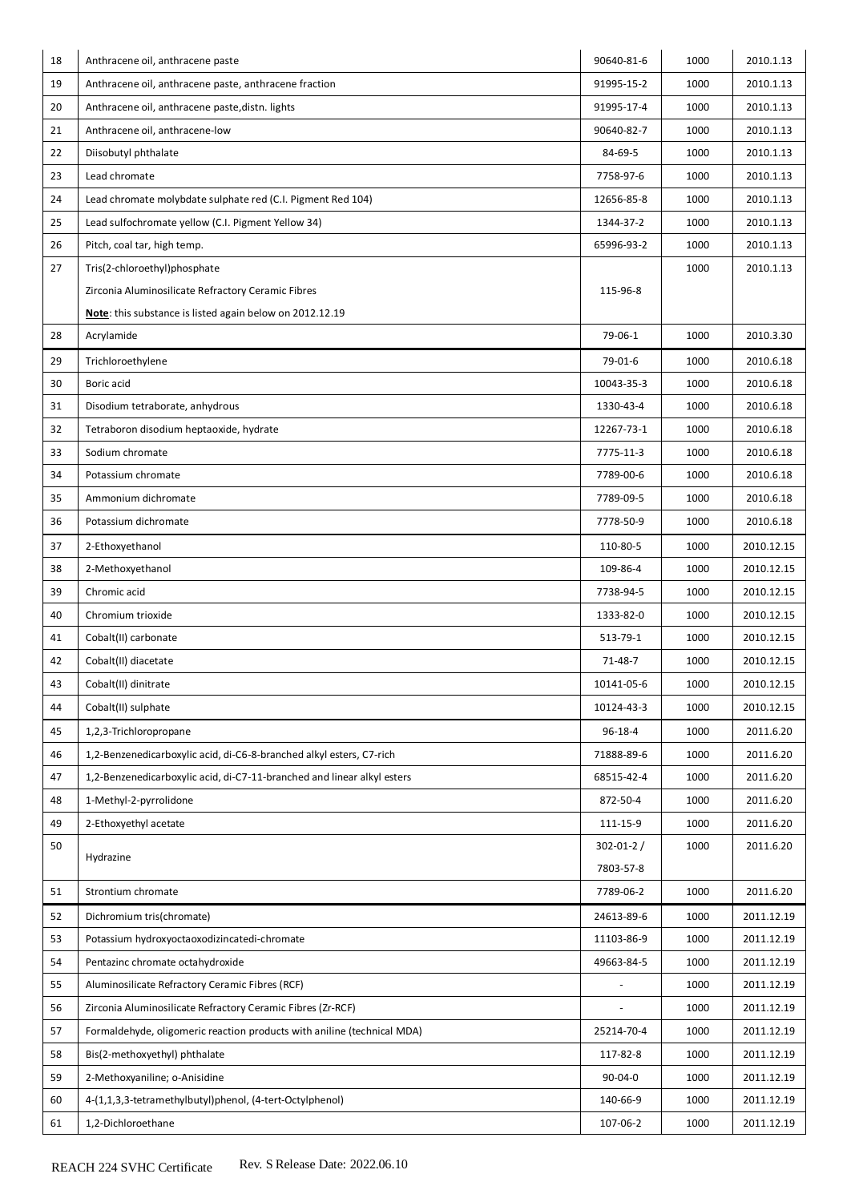| 18 | Anthracene oil, anthracene paste | 90640-81-6 | 1000 | 2010.1.13 |
|---|---|---|---|---|
| 19 | Anthracene oil, anthracene paste, anthracene fraction | 91995-15-2 | 1000 | 2010.1.13 |
| 20 | Anthracene oil, anthracene paste,distn. lights | 91995-17-4 | 1000 | 2010.1.13 |
| 21 | Anthracene oil, anthracene-low | 90640-82-7 | 1000 | 2010.1.13 |
| 22 | Diisobutyl phthalate | 84-69-5 | 1000 | 2010.1.13 |
| 23 | Lead chromate | 7758-97-6 | 1000 | 2010.1.13 |
| 24 | Lead chromate molybdate sulphate red (C.I. Pigment Red 104) | 12656-85-8 | 1000 | 2010.1.13 |
| 25 | Lead sulfochromate yellow (C.I. Pigment Yellow 34) | 1344-37-2 | 1000 | 2010.1.13 |
| 26 | Pitch, coal tar, high temp. | 65996-93-2 | 1000 | 2010.1.13 |
| 27 | Tris(2-chloroethyl)phosphate<br>Zirconia Aluminosilicate Refractory Ceramic Fibres<br>**Note**: this substance is listed again below on 2012.12.19 | 115-96-8 | 1000 | 2010.1.13 |
| 28 | Acrylamide | 79-06-1 | 1000 | 2010.3.30 |
| 29 | Trichloroethylene | 79-01-6 | 1000 | 2010.6.18 |
| 30 | Boric acid | 10043-35-3 | 1000 | 2010.6.18 |
| 31 | Disodium tetraborate, anhydrous | 1330-43-4 | 1000 | 2010.6.18 |
| 32 | Tetraboron disodium heptaoxide, hydrate | 12267-73-1 | 1000 | 2010.6.18 |
| 33 | Sodium chromate | 7775-11-3 | 1000 | 2010.6.18 |
| 34 | Potassium chromate | 7789-00-6 | 1000 | 2010.6.18 |
| 35 | Ammonium dichromate | 7789-09-5 | 1000 | 2010.6.18 |
| 36 | Potassium dichromate | 7778-50-9 | 1000 | 2010.6.18 |
| 37 | 2-Ethoxyethanol | 110-80-5 | 1000 | 2010.12.15 |
| 38 | 2-Methoxyethanol | 109-86-4 | 1000 | 2010.12.15 |
| 39 | Chromic acid | 7738-94-5 | 1000 | 2010.12.15 |
| 40 | Chromium trioxide | 1333-82-0 | 1000 | 2010.12.15 |
| 41 | Cobalt(II) carbonate | 513-79-1 | 1000 | 2010.12.15 |
| 42 | Cobalt(II) diacetate | 71-48-7 | 1000 | 2010.12.15 |
| 43 | Cobalt(II) dinitrate | 10141-05-6 | 1000 | 2010.12.15 |
| 44 | Cobalt(II) sulphate | 10124-43-3 | 1000 | 2010.12.15 |
| 45 | 1,2,3-Trichloropropane | 96-18-4 | 1000 | 2011.6.20 |
| 46 | 1,2-Benzenedicarboxylic acid, di-C6-8-branched alkyl esters, C7-rich | 71888-89-6 | 1000 | 2011.6.20 |
| 47 | 1,2-Benzenedicarboxylic acid, di-C7-11-branched and linear alkyl esters | 68515-42-4 | 1000 | 2011.6.20 |
| 48 | 1-Methyl-2-pyrrolidone | 872-50-4 | 1000 | 2011.6.20 |
| 49 | 2-Ethoxyethyl acetate | 111-15-9 | 1000 | 2011.6.20 |
| 50 | Hydrazine | 302-01-2 /<br>7803-57-8 | 1000 | 2011.6.20 |
| 51 | Strontium chromate | 7789-06-2 | 1000 | 2011.6.20 |
| 52 | Dichromium tris(chromate) | 24613-89-6 | 1000 | 2011.12.19 |
| 53 | Potassium hydroxyoctaoxodizincatedi-chromate | 11103-86-9 | 1000 | 2011.12.19 |
| 54 | Pentazinc chromate octahydroxide | 49663-84-5 | 1000 | 2011.12.19 |
| 55 | Aluminosilicate Refractory Ceramic Fibres (RCF) | - | 1000 | 2011.12.19 |
| 56 | Zirconia Aluminosilicate Refractory Ceramic Fibres (Zr-RCF) | - | 1000 | 2011.12.19 |
| 57 | Formaldehyde, oligomeric reaction products with aniline (technical MDA) | 25214-70-4 | 1000 | 2011.12.19 |
| 58 | Bis(2-methoxyethyl) phthalate | 117-82-8 | 1000 | 2011.12.19 |
| 59 | 2-Methoxyaniline; o-Anisidine | 90-04-0 | 1000 | 2011.12.19 |
| 60 | 4-(1,1,3,3-tetramethylbutyl)phenol, (4-tert-Octylphenol) | 140-66-9 | 1000 | 2011.12.19 |
| 61 | 1,2-Dichloroethane | 107-06-2 | 1000 | 2011.12.19 |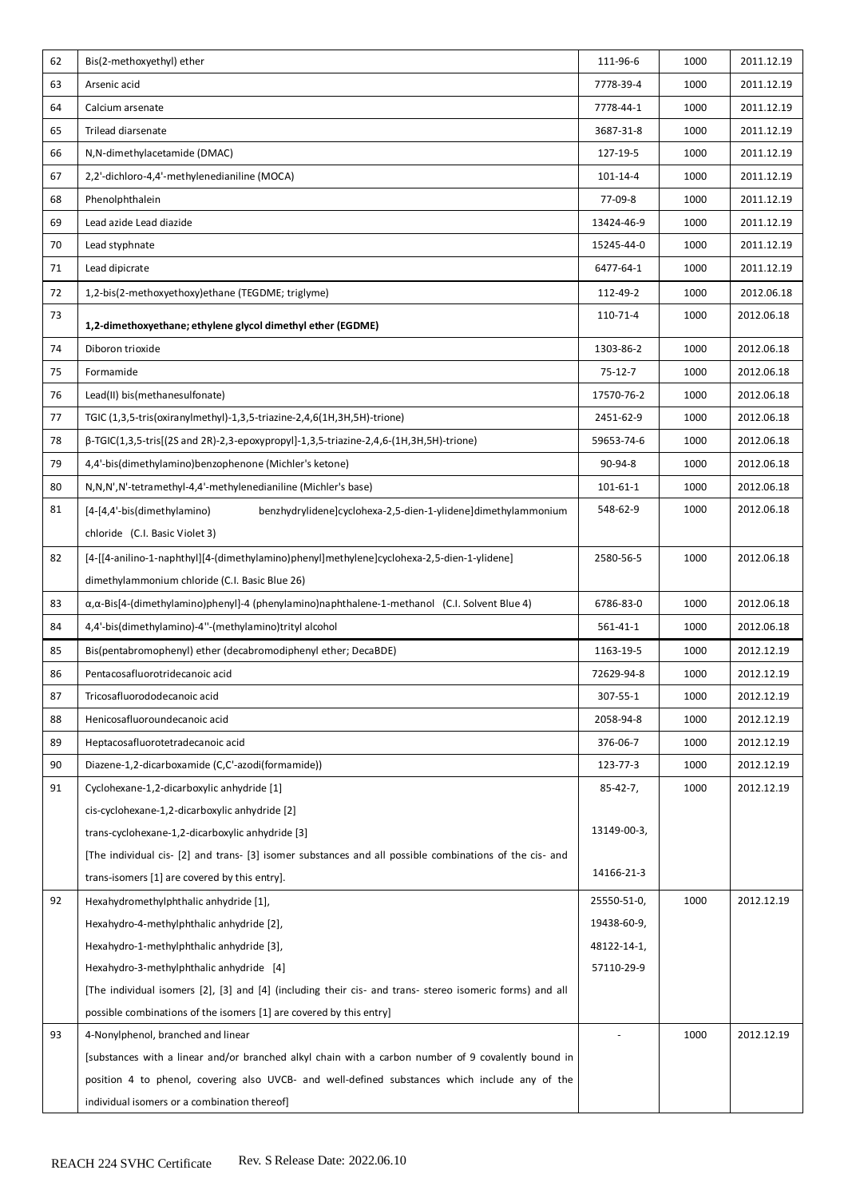| 62 | Bis(2-methoxyethyl) ether | 111-96-6 | 1000 | 2011.12.19 |
|---|---|---|---|---|
| 63 | Arsenic acid | 7778-39-4 | 1000 | 2011.12.19 |
| 64 | Calcium arsenate | 7778-44-1 | 1000 | 2011.12.19 |
| 65 | Trilead diarsenate | 3687-31-8 | 1000 | 2011.12.19 |
| 66 | N,N-dimethylacetamide (DMAC) | 127-19-5 | 1000 | 2011.12.19 |
| 67 | 2,2'-dichloro-4,4'-methylenedianiline (MOCA) | 101-14-4 | 1000 | 2011.12.19 |
| 68 | Phenolphthalein | 77-09-8 | 1000 | 2011.12.19 |
| 69 | Lead azide Lead diazide | 13424-46-9 | 1000 | 2011.12.19 |
| 70 | Lead styphnate | 15245-44-0 | 1000 | 2011.12.19 |
| 71 | Lead dipicrate | 6477-64-1 | 1000 | 2011.12.19 |
| 72 | 1,2-bis(2-methoxyethoxy)ethane (TEGDME; triglyme) | 112-49-2 | 1000 | 2012.06.18 |
| 73 | **1,2-dimethoxyethane; ethylene glycol dimethyl ether (EGDME)** | 110-71-4 | 1000 | 2012.06.18 |
| 74 | Diboron trioxide | 1303-86-2 | 1000 | 2012.06.18 |
| 75 | Formamide | 75-12-7 | 1000 | 2012.06.18 |
| 76 | Lead(II) bis(methanesulfonate) | 17570-76-2 | 1000 | 2012.06.18 |
| 77 | TGIC (1,3,5-tris(oxiranylmethyl)-1,3,5-triazine-2,4,6(1H,3H,5H)-trione) | 2451-62-9 | 1000 | 2012.06.18 |
| 78 | β-TGIC(1,3,5-tris[(2S and 2R)-2,3-epoxypropyl]-1,3,5-triazine-2,4,6-(1H,3H,5H)-trione) | 59653-74-6 | 1000 | 2012.06.18 |
| 79 | 4,4'-bis(dimethylamino)benzophenone (Michler's ketone) | 90-94-8 | 1000 | 2012.06.18 |
| 80 | N,N,N',N'-tetramethyl-4,4'-methylenedianiline (Michler's base) | 101-61-1 | 1000 | 2012.06.18 |
| 81 | [4-[4,4'-bis(dimethylamino) benzhydrylidene]cyclohexa-2,5-dien-1-ylidene]dimethylammonium chloride (C.I. Basic Violet 3) | 548-62-9 | 1000 | 2012.06.18 |
| 82 | [4-[[4-anilino-1-naphthyl][4-(dimethylamino)phenyl]methylene]cyclohexa-2,5-dien-1-ylidene] dimethylammonium chloride (C.I. Basic Blue 26) | 2580-56-5 | 1000 | 2012.06.18 |
| 83 | α,α-Bis[4-(dimethylamino)phenyl]-4 (phenylamino)naphthalene-1-methanol (C.I. Solvent Blue 4) | 6786-83-0 | 1000 | 2012.06.18 |
| 84 | 4,4'-bis(dimethylamino)-4''-(methylamino)trityl alcohol | 561-41-1 | 1000 | 2012.06.18 |
| 85 | Bis(pentabromophenyl) ether (decabromodiphenyl ether; DecaBDE) | 1163-19-5 | 1000 | 2012.12.19 |
| 86 | Pentacosafluorotridecanoic acid | 72629-94-8 | 1000 | 2012.12.19 |
| 87 | Tricosafluorododecanoic acid | 307-55-1 | 1000 | 2012.12.19 |
| 88 | Henicosafluoroundecanoic acid | 2058-94-8 | 1000 | 2012.12.19 |
| 89 | Heptacosafluorotetradecanoic acid | 376-06-7 | 1000 | 2012.12.19 |
| 90 | Diazene-1,2-dicarboxamide (C,C'-azodi(formamide)) | 123-77-3 | 1000 | 2012.12.19 |
| 91 | Cyclohexane-1,2-dicarboxylic anhydride [1]<br>cis-cyclohexane-1,2-dicarboxylic anhydride [2]<br>trans-cyclohexane-1,2-dicarboxylic anhydride [3]<br>[The individual cis- [2] and trans- [3] isomer substances and all possible combinations of the cis- and trans-isomers [1] are covered by this entry]. | 85-42-7,<br>13149-00-3,<br>14166-21-3 | 1000 | 2012.12.19 |
| 92 | Hexahydromethylphthalic anhydride [1],<br>Hexahydro-4-methylphthalic anhydride [2],<br>Hexahydro-1-methylphthalic anhydride [3],<br>Hexahydro-3-methylphthalic anhydride [4]<br>[The individual isomers [2], [3] and [4] (including their cis- and trans- stereo isomeric forms) and all possible combinations of the isomers [1] are covered by this entry] | 25550-51-0,<br>19438-60-9,<br>48122-14-1,<br>57110-29-9 | 1000 | 2012.12.19 |
| 93 | 4-Nonylphenol, branched and linear<br>[substances with a linear and/or branched alkyl chain with a carbon number of 9 covalently bound in position 4 to phenol, covering also UVCB- and well-defined substances which include any of the individual isomers or a combination thereof] | - | 1000 | 2012.12.19 |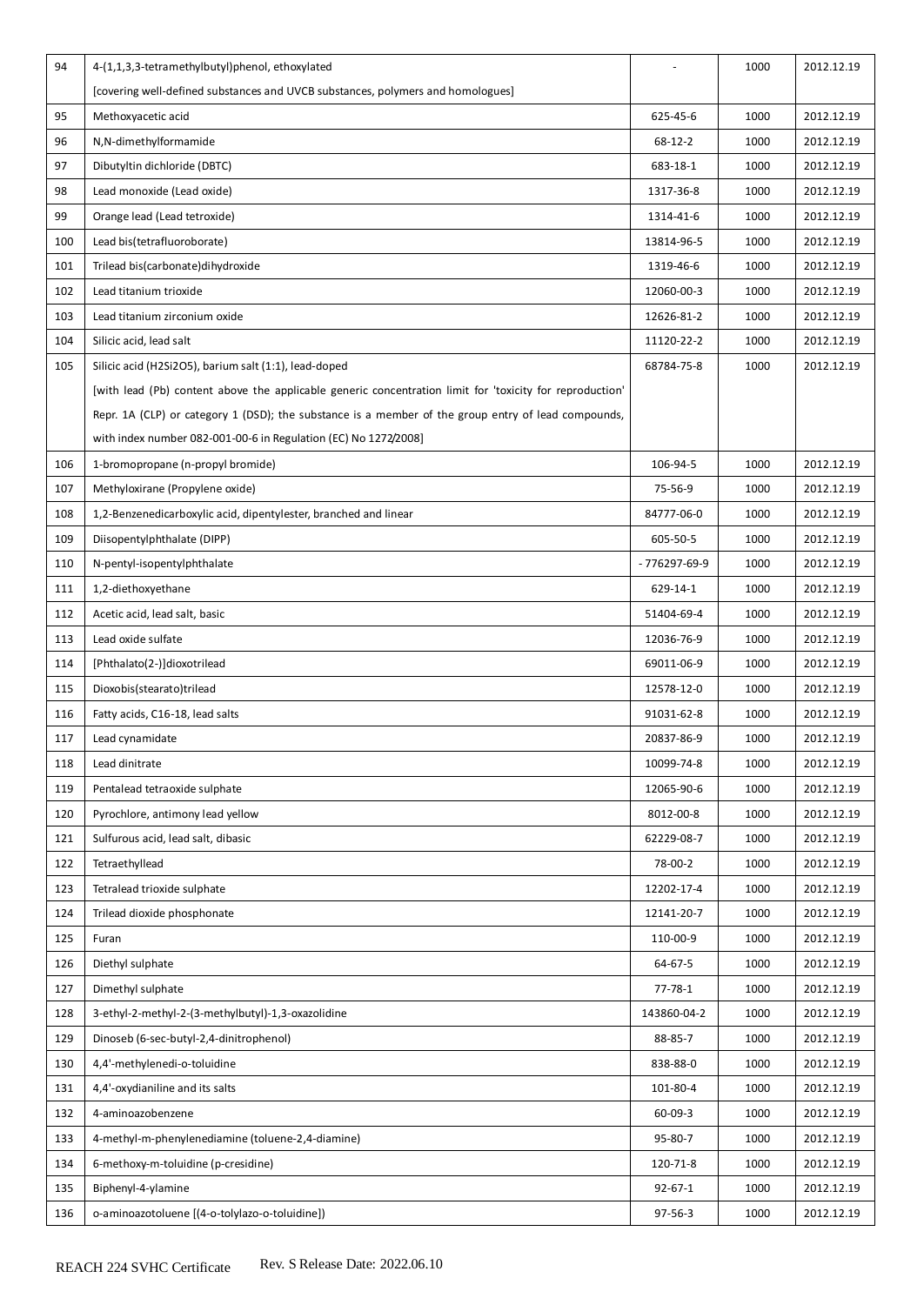| 94 | 4-(1,1,3,3-tetramethylbutyl)phenol, ethoxylated<br>[covering well-defined substances and UVCB substances, polymers and homologues] | - | 1000 | 2012.12.19 |
|---|---|---|---|---|
| 95 | Methoxyacetic acid | 625-45-6 | 1000 | 2012.12.19 |
| 96 | N,N-dimethylformamide | 68-12-2 | 1000 | 2012.12.19 |
| 97 | Dibutyltin dichloride (DBTC) | 683-18-1 | 1000 | 2012.12.19 |
| 98 | Lead monoxide (Lead oxide) | 1317-36-8 | 1000 | 2012.12.19 |
| 99 | Orange lead (Lead tetroxide) | 1314-41-6 | 1000 | 2012.12.19 |
| 100 | Lead bis(tetrafluoroborate) | 13814-96-5 | 1000 | 2012.12.19 |
| 101 | Trilead bis(carbonate)dihydroxide | 1319-46-6 | 1000 | 2012.12.19 |
| 102 | Lead titanium trioxide | 12060-00-3 | 1000 | 2012.12.19 |
| 103 | Lead titanium zirconium oxide | 12626-81-2 | 1000 | 2012.12.19 |
| 104 | Silicic acid, lead salt | 11120-22-2 | 1000 | 2012.12.19 |
| 105 | Silicic acid (H2Si2O5), barium salt (1:1), lead-doped<br>[with lead (Pb) content above the applicable generic concentration limit for 'toxicity for reproduction' Repr. 1A (CLP) or category 1 (DSD); the substance is a member of the group entry of lead compounds, with index number 082-001-00-6 in Regulation (EC) No 1272/2008] | 68784-75-8 | 1000 | 2012.12.19 |
| 106 | 1-bromopropane (n-propyl bromide) | 106-94-5 | 1000 | 2012.12.19 |
| 107 | Methyloxirane (Propylene oxide) | 75-56-9 | 1000 | 2012.12.19 |
| 108 | 1,2-Benzenedicarboxylic acid, dipentylester, branched and linear | 84777-06-0 | 1000 | 2012.12.19 |
| 109 | Diisopentylphthalate (DIPP) | 605-50-5 | 1000 | 2012.12.19 |
| 110 | N-pentyl-isopentylphthalate | - 776297-69-9 | 1000 | 2012.12.19 |
| 111 | 1,2-diethoxyethane | 629-14-1 | 1000 | 2012.12.19 |
| 112 | Acetic acid, lead salt, basic | 51404-69-4 | 1000 | 2012.12.19 |
| 113 | Lead oxide sulfate | 12036-76-9 | 1000 | 2012.12.19 |
| 114 | [Phthalato(2-)]dioxotrilead | 69011-06-9 | 1000 | 2012.12.19 |
| 115 | Dioxobis(stearato)trilead | 12578-12-0 | 1000 | 2012.12.19 |
| 116 | Fatty acids, C16-18, lead salts | 91031-62-8 | 1000 | 2012.12.19 |
| 117 | Lead cynamidate | 20837-86-9 | 1000 | 2012.12.19 |
| 118 | Lead dinitrate | 10099-74-8 | 1000 | 2012.12.19 |
| 119 | Pentalead tetraoxide sulphate | 12065-90-6 | 1000 | 2012.12.19 |
| 120 | Pyrochlore, antimony lead yellow | 8012-00-8 | 1000 | 2012.12.19 |
| 121 | Sulfurous acid, lead salt, dibasic | 62229-08-7 | 1000 | 2012.12.19 |
| 122 | Tetraethyllead | 78-00-2 | 1000 | 2012.12.19 |
| 123 | Tetralead trioxide sulphate | 12202-17-4 | 1000 | 2012.12.19 |
| 124 | Trilead dioxide phosphonate | 12141-20-7 | 1000 | 2012.12.19 |
| 125 | Furan | 110-00-9 | 1000 | 2012.12.19 |
| 126 | Diethyl sulphate | 64-67-5 | 1000 | 2012.12.19 |
| 127 | Dimethyl sulphate | 77-78-1 | 1000 | 2012.12.19 |
| 128 | 3-ethyl-2-methyl-2-(3-methylbutyl)-1,3-oxazolidine | 143860-04-2 | 1000 | 2012.12.19 |
| 129 | Dinoseb (6-sec-butyl-2,4-dinitrophenol) | 88-85-7 | 1000 | 2012.12.19 |
| 130 | 4,4'-methylenedi-o-toluidine | 838-88-0 | 1000 | 2012.12.19 |
| 131 | 4,4'-oxydianiline and its salts | 101-80-4 | 1000 | 2012.12.19 |
| 132 | 4-aminoazobenzene | 60-09-3 | 1000 | 2012.12.19 |
| 133 | 4-methyl-m-phenylenediamine (toluene-2,4-diamine) | 95-80-7 | 1000 | 2012.12.19 |
| 134 | 6-methoxy-m-toluidine (p-cresidine) | 120-71-8 | 1000 | 2012.12.19 |
| 135 | Biphenyl-4-ylamine | 92-67-1 | 1000 | 2012.12.19 |
| 136 | o-aminoazotoluene [(4-o-tolylazo-o-toluidine]) | 97-56-3 | 1000 | 2012.12.19 |

REACH 224 SVHC Certificate Rev. S Release Date: 2022.06.10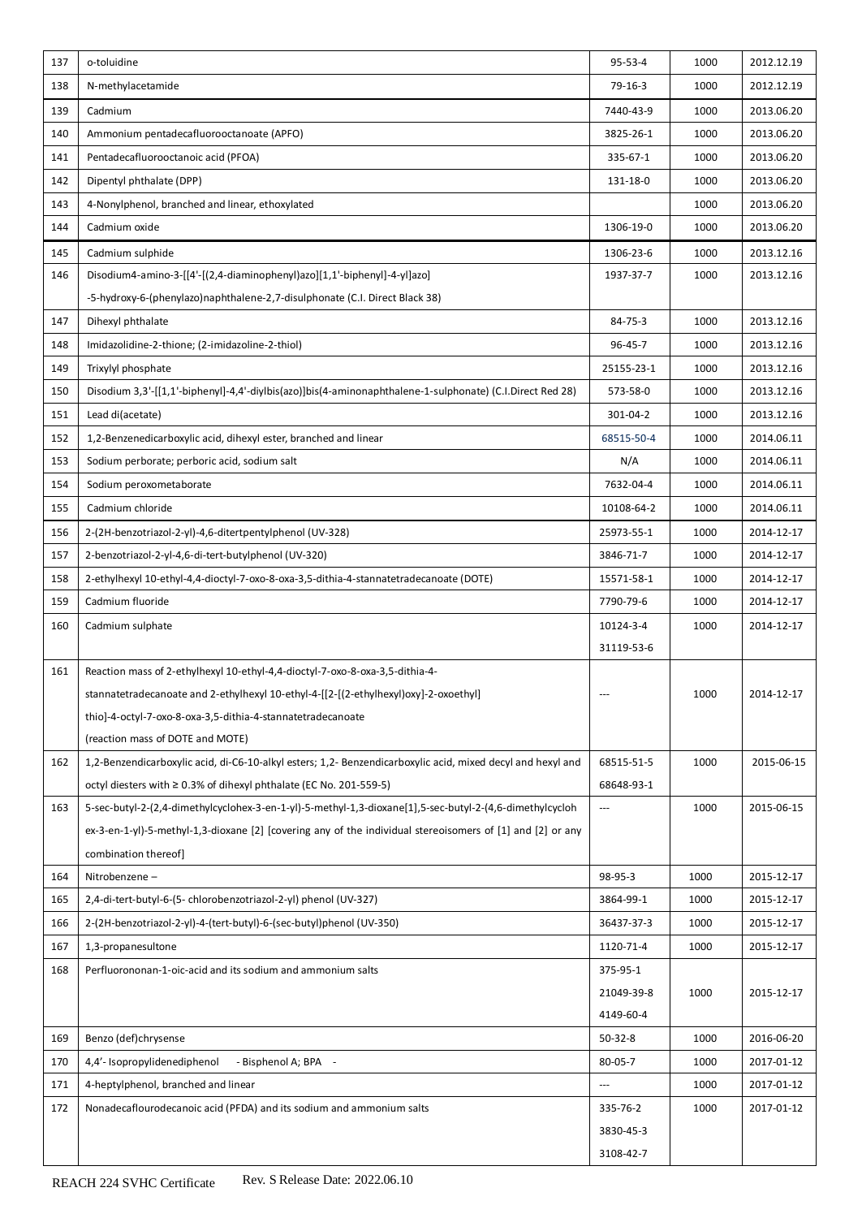| 137 | o-toluidine | 95-53-4 | 1000 | 2012.12.19 |
|---|---|---|---|---|
| 138 | N-methylacetamide | 79-16-3 | 1000 | 2012.12.19 |
| 139 | Cadmium | 7440-43-9 | 1000 | 2013.06.20 |
| 140 | Ammonium pentadecafluorooctanoate (APFO) | 3825-26-1 | 1000 | 2013.06.20 |
| 141 | Pentadecafluorooctanoic acid (PFOA) | 335-67-1 | 1000 | 2013.06.20 |
| 142 | Dipentyl phthalate (DPP) | 131-18-0 | 1000 | 2013.06.20 |
| 143 | 4-Nonylphenol, branched and linear, ethoxylated | | 1000 | 2013.06.20 |
| 144 | Cadmium oxide | 1306-19-0 | 1000 | 2013.06.20 |
| 145 | Cadmium sulphide | 1306-23-6 | 1000 | 2013.12.16 |
| 146 | Disodium4-amino-3-[[4'-[(2,4-diaminophenyl)azo][1,1'-biphenyl]-4-yl]azo] -5-hydroxy-6-(phenylazo)naphthalene-2,7-disulphonate (C.I. Direct Black 38) | 1937-37-7 | 1000 | 2013.12.16 |
| 147 | Dihexyl phthalate | 84-75-3 | 1000 | 2013.12.16 |
| 148 | Imidazolidine-2-thione; (2-imidazoline-2-thiol) | 96-45-7 | 1000 | 2013.12.16 |
| 149 | Trixylyl phosphate | 25155-23-1 | 1000 | 2013.12.16 |
| 150 | Disodium 3,3'-[[1,1'-biphenyl]-4,4'-diylbis(azo)]bis(4-aminonaphthalene-1-sulphonate) (C.I.Direct Red 28) | 573-58-0 | 1000 | 2013.12.16 |
| 151 | Lead di(acetate) | 301-04-2 | 1000 | 2013.12.16 |
| 152 | 1,2-Benzenedicarboxylic acid, dihexyl ester, branched and linear | 68515-50-4 | 1000 | 2014.06.11 |
| 153 | Sodium perborate; perboric acid, sodium salt | N/A | 1000 | 2014.06.11 |
| 154 | Sodium peroxometaborate | 7632-04-4 | 1000 | 2014.06.11 |
| 155 | Cadmium chloride | 10108-64-2 | 1000 | 2014.06.11 |
| 156 | 2-(2H-benzotriazol-2-yl)-4,6-ditertpentylphenol (UV-328) | 25973-55-1 | 1000 | 2014-12-17 |
| 157 | 2-benzotriazol-2-yl-4,6-di-tert-butylphenol (UV-320) | 3846-71-7 | 1000 | 2014-12-17 |
| 158 | 2-ethylhexyl 10-ethyl-4,4-dioctyl-7-oxo-8-oxa-3,5-dithia-4-stannatetradecanoate (DOTE) | 15571-58-1 | 1000 | 2014-12-17 |
| 159 | Cadmium fluoride | 7790-79-6 | 1000 | 2014-12-17 |
| 160 | Cadmium sulphate | 10124-3-4<br>31119-53-6 | 1000 | 2014-12-17 |
| 161 | Reaction mass of 2-ethylhexyl 10-ethyl-4,4-dioctyl-7-oxo-8-oxa-3,5-dithia-4-stannatetradecanoate and 2-ethylhexyl 10-ethyl-4-[[2-[(2-ethylhexyl)oxy]-2-oxoethyl] thio]-4-octyl-7-oxo-8-oxa-3,5-dithia-4-stannatetradecanoate (reaction mass of DOTE and MOTE) | --- | 1000 | 2014-12-17 |
| 162 | 1,2-Benzendicarboxylic acid, di-C6-10-alkyl esters; 1,2- Benzendicarboxylic acid, mixed decyl and hexyl and octyl diesters with ≥ 0.3% of dihexyl phthalate (EC No. 201-559-5) | 68515-51-5<br>68648-93-1 | 1000 | 2015-06-15 |
| 163 | 5-sec-butyl-2-(2,4-dimethylcyclohex-3-en-1-yl)-5-methyl-1,3-dioxane[1],5-sec-butyl-2-(4,6-dimethylcyclohex-3-en-1-yl)-5-methyl-1,3-dioxane [2] [covering any of the individual stereoisomers of [1] and [2] or any combination thereof] | --- | 1000 | 2015-06-15 |
| 164 | Nitrobenzene – | 98-95-3 | 1000 | 2015-12-17 |
| 165 | 2,4-di-tert-butyl-6-(5- chlorobenzotriazol-2-yl) phenol (UV-327) | 3864-99-1 | 1000 | 2015-12-17 |
| 166 | 2-(2H-benzotriazol-2-yl)-4-(tert-butyl)-6-(sec-butyl)phenol (UV-350) | 36437-37-3 | 1000 | 2015-12-17 |
| 167 | 1,3-propanesultone | 1120-71-4 | 1000 | 2015-12-17 |
| 168 | Perfluorononan-1-oic-acid and its sodium and ammonium salts | 375-95-1<br>21049-39-8<br>4149-60-4 | 1000 | 2015-12-17 |
| 169 | Benzo (def)chrysense | 50-32-8 | 1000 | 2016-06-20 |
| 170 | 4,4'- Isopropylidenediphenol - Bisphenol A; BPA - | 80-05-7 | 1000 | 2017-01-12 |
| 171 | 4-heptylphenol, branched and linear | --- | 1000 | 2017-01-12 |
| 172 | Nonadecaflourodecanoic acid (PFDA) and its sodium and ammonium salts | 335-76-2<br>3830-45-3<br>3108-42-7 | 1000 | 2017-01-12 |

REACH 224 SVHC Certificate Rev. S Release Date: 2022.06.10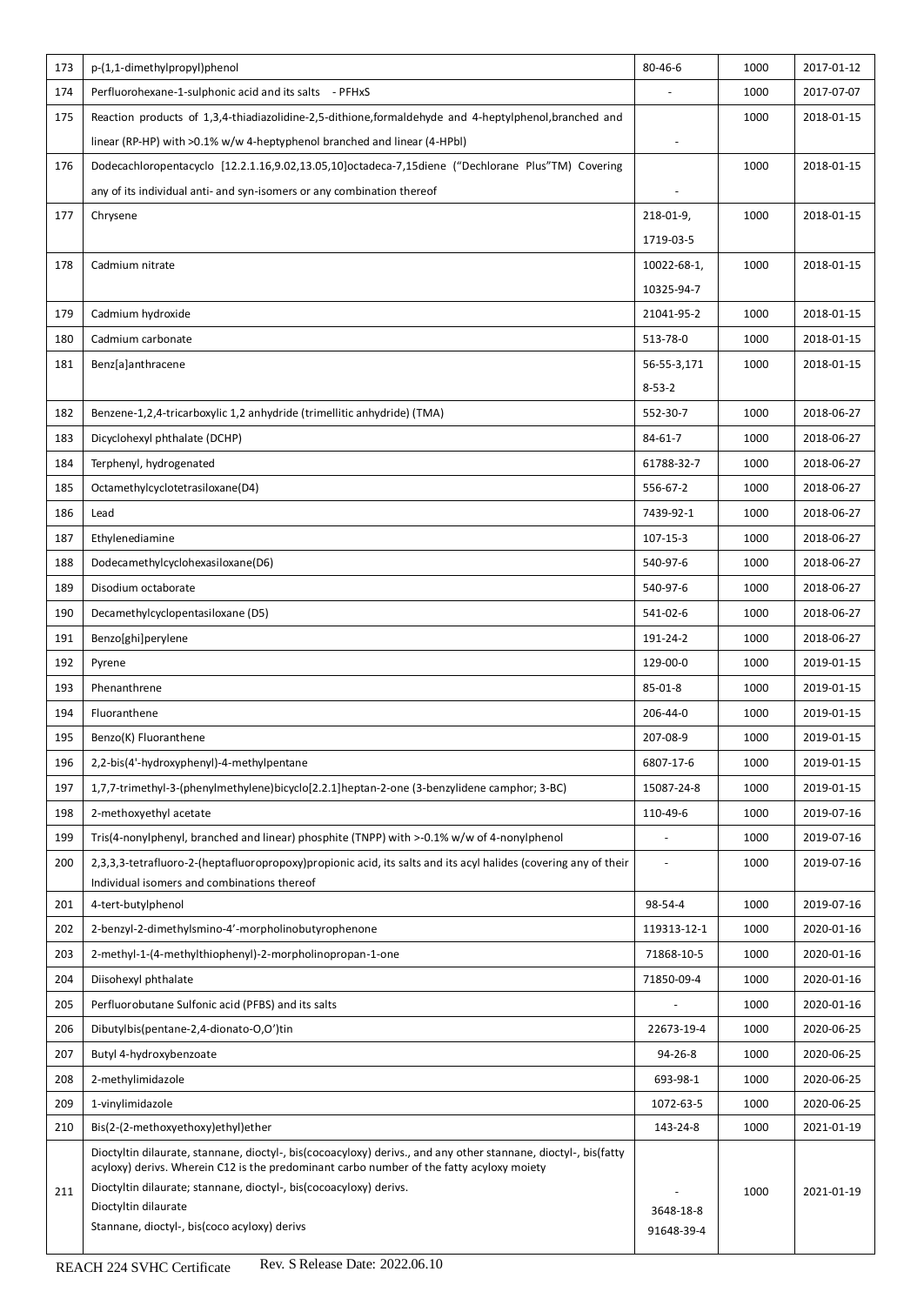| 173 | p-(1,1-dimethylpropyl)phenol | 80-46-6 | 1000 | 2017-01-12 |
|---|---|---|---|---|
| 174 | Perfluorohexane-1-sulphonic acid and its salts - PFHxS | - | 1000 | 2017-07-07 |
| 175 | Reaction products of 1,3,4-thiadiazolidine-2,5-dithione,formaldehyde and 4-heptylphenol,branched and linear (RP-HP) with >0.1% w/w 4-heptyphenol branched and linear (4-HPbl) | - | 1000 | 2018-01-15 |
| 176 | Dodecachloropentacyclo [12.2.1.16,9.02,13.05,10]octadeca-7,15diene ("Dechlorane Plus"TM) Covering any of its individual anti- and syn-isomers or any combination thereof | - | 1000 | 2018-01-15 |
| 177 | Chrysene | 218-01-9, 1719-03-5 | 1000 | 2018-01-15 |
| 178 | Cadmium nitrate | 10022-68-1, 10325-94-7 | 1000 | 2018-01-15 |
| 179 | Cadmium hydroxide | 21041-95-2 | 1000 | 2018-01-15 |
| 180 | Cadmium carbonate | 513-78-0 | 1000 | 2018-01-15 |
| 181 | Benz[a]anthracene | 56-55-3,171 8-53-2 | 1000 | 2018-01-15 |
| 182 | Benzene-1,2,4-tricarboxylic 1,2 anhydride (trimellitic anhydride) (TMA) | 552-30-7 | 1000 | 2018-06-27 |
| 183 | Dicyclohexyl phthalate (DCHP) | 84-61-7 | 1000 | 2018-06-27 |
| 184 | Terphenyl, hydrogenated | 61788-32-7 | 1000 | 2018-06-27 |
| 185 | Octamethylcyclotetrasiloxane(D4) | 556-67-2 | 1000 | 2018-06-27 |
| 186 | Lead | 7439-92-1 | 1000 | 2018-06-27 |
| 187 | Ethylenediamine | 107-15-3 | 1000 | 2018-06-27 |
| 188 | Dodecamethylcyclohexasiloxane(D6) | 540-97-6 | 1000 | 2018-06-27 |
| 189 | Disodium octaborate | 540-97-6 | 1000 | 2018-06-27 |
| 190 | Decamethylcyclopentasiloxane (D5) | 541-02-6 | 1000 | 2018-06-27 |
| 191 | Benzo[ghi]perylene | 191-24-2 | 1000 | 2018-06-27 |
| 192 | Pyrene | 129-00-0 | 1000 | 2019-01-15 |
| 193 | Phenanthrene | 85-01-8 | 1000 | 2019-01-15 |
| 194 | Fluoranthene | 206-44-0 | 1000 | 2019-01-15 |
| 195 | Benzo(K) Fluoranthene | 207-08-9 | 1000 | 2019-01-15 |
| 196 | 2,2-bis(4'-hydroxyphenyl)-4-methylpentane | 6807-17-6 | 1000 | 2019-01-15 |
| 197 | 1,7,7-trimethyl-3-(phenylmethylene)bicyclo[2.2.1]heptan-2-one (3-benzylidene camphor; 3-BC) | 15087-24-8 | 1000 | 2019-01-15 |
| 198 | 2-methoxyethyl acetate | 110-49-6 | 1000 | 2019-07-16 |
| 199 | Tris(4-nonylphenyl, branched and linear) phosphite (TNPP) with >-0.1% w/w of 4-nonylphenol | - | 1000 | 2019-07-16 |
| 200 | 2,3,3,3-tetrafluoro-2-(heptafluoropropoxy)propionic acid, its salts and its acyl halides (covering any of their Individual isomers and combinations thereof | - | 1000 | 2019-07-16 |
| 201 | 4-tert-butylphenol | 98-54-4 | 1000 | 2019-07-16 |
| 202 | 2-benzyl-2-dimethylsmino-4'-morpholinobutyrophenone | 119313-12-1 | 1000 | 2020-01-16 |
| 203 | 2-methyl-1-(4-methylthiophenyl)-2-morpholinopropan-1-one | 71868-10-5 | 1000 | 2020-01-16 |
| 204 | Diisohexyl phthalate | 71850-09-4 | 1000 | 2020-01-16 |
| 205 | Perfluorobutane Sulfonic acid (PFBS) and its salts | - | 1000 | 2020-01-16 |
| 206 | Dibutylbis(pentane-2,4-dionato-O,O')tin | 22673-19-4 | 1000 | 2020-06-25 |
| 207 | Butyl 4-hydroxybenzoate | 94-26-8 | 1000 | 2020-06-25 |
| 208 | 2-methylimidazole | 693-98-1 | 1000 | 2020-06-25 |
| 209 | 1-vinylimidazole | 1072-63-5 | 1000 | 2020-06-25 |
| 210 | Bis(2-(2-methoxyethoxy)ethyl)ether | 143-24-8 | 1000 | 2021-01-19 |
| 211 | Dioctyltin dilaurate, stannane, dioctyl-, bis(cocoacyloxy) derivs., and any other stannane, dioctyl-, bis(fatty acyloxy) derivs. Wherein C12 is the predominant carbo number of the fatty acyloxy moiety<br>Dioctyltin dilaurate; stannane, dioctyl-, bis(cocoacyloxy) derivs.<br>Dioctyltin dilaurate<br>Stannane, dioctyl-, bis(coco acyloxy) derivs | -<br>3648-18-8<br>91648-39-4 | 1000 | 2021-01-19 |

REACH 224 SVHC Certificate Rev. S Release Date: 2022.06.10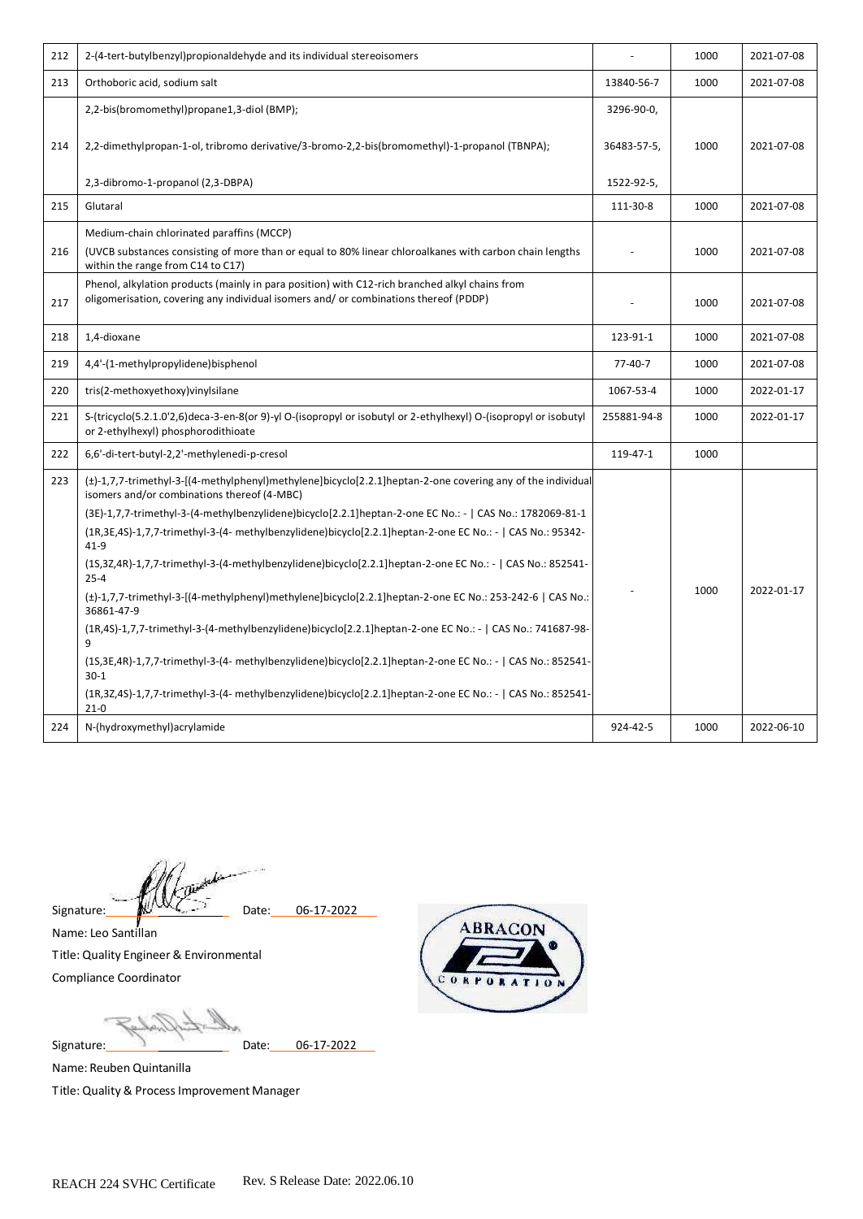| | | | | |
|---|---|---|---|---|
| 212 | 2-(4-tert-butylbenzyl)propionaldehyde and its individual stereoisomers | - | 1000 | 2021-07-08 |
| 213 | Orthoboric acid, sodium salt | 13840-56-7 | 1000 | 2021-07-08 |
| 214 | 2,2-bis(bromomethyl)propane1,3-diol (BMP);<br><br>2,2-dimethylpropan-1-ol, tribromo derivative/3-bromo-2,2-bis(bromomethyl)-1-propanol (TBNPA);<br><br>2,3-dibromo-1-propanol (2,3-DBPA) | 3296-90-0,<br><br>36483-57-5,<br><br>1522-92-5, | 1000 | 2021-07-08 |
| 215 | Glutaral | 111-30-8 | 1000 | 2021-07-08 |
| 216 | Medium-chain chlorinated paraffins (MCCP)<br>(UVCB substances consisting of more than or equal to 80% linear chloroalkanes with carbon chain lengths within the range from C14 to C17) | - | 1000 | 2021-07-08 |
| 217 | Phenol, alkylation products (mainly in para position) with C12-rich branched alkyl chains from oligomerisation, covering any individual isomers and/ or combinations thereof (PDDP) | - | 1000 | 2021-07-08 |
| 218 | 1,4-dioxane | 123-91-1 | 1000 | 2021-07-08 |
| 219 | 4,4'-(1-methylpropylidene)bisphenol | 77-40-7 | 1000 | 2021-07-08 |
| 220 | tris(2-methoxyethoxy)vinylsilane | 1067-53-4 | 1000 | 2022-01-17 |
| 221 | S-(tricyclo(5.2.1.0'2,6)deca-3-en-8(or 9)-yl O-(isopropyl or isobutyl or 2-ethylhexyl) O-(isopropyl or isobutyl or 2-ethylhexyl) phosphorodithioate | 255881-94-8 | 1000 | 2022-01-17 |
| 222 | 6,6'-di-tert-butyl-2,2'-methylenedi-p-cresol | 119-47-1 | 1000 | |
| 223 | (±)-1,7,7-trimethyl-3-[(4-methylphenyl)methylene]bicyclo[2.2.1]heptan-2-one covering any of the individual isomers and/or combinations thereof (4-MBC)<br>(3E)-1,7,7-trimethyl-3-(4-methylbenzylidene)bicyclo[2.2.1]heptan-2-one EC No.: - \| CAS No.: 1782069-81-1<br>(1R,3E,4S)-1,7,7-trimethyl-3-(4- methylbenzylidene)bicyclo[2.2.1]heptan-2-one EC No.: - \| CAS No.: 95342-41-9<br>(1S,3Z,4R)-1,7,7-trimethyl-3-(4-methylbenzylidene)bicyclo[2.2.1]heptan-2-one EC No.: - \| CAS No.: 852541-25-4<br>(±)-1,7,7-trimethyl-3-[(4-methylphenyl)methylene]bicyclo[2.2.1]heptan-2-one EC No.: 253-242-6 \| CAS No.: 36861-47-9<br>(1R,4S)-1,7,7-trimethyl-3-(4-methylbenzylidene)bicyclo[2.2.1]heptan-2-one EC No.: - \| CAS No.: 741687-98-9<br>(1S,3E,4R)-1,7,7-trimethyl-3-(4- methylbenzylidene)bicyclo[2.2.1]heptan-2-one EC No.: - \| CAS No.: 852541-30-1<br>(1R,3Z,4S)-1,7,7-trimethyl-3-(4- methylbenzylidene)bicyclo[2.2.1]heptan-2-one EC No.: - \| CAS No.: 852541-21-0 | - | 1000 | 2022-01-17 |
| 224 | N-(hydroxymethyl)acrylamide | 924-42-5 | 1000 | 2022-06-10 |

Signature: ____________ Date: 06-17-2022

Name: Leo Santillan

Title: Quality Engineer & Environmental Compliance Coordinator

ABRACON CORPORATION

Signature: ____________ Date: 06-17-2022

Name: Reuben Quintanilla

Title: Quality & Process Improvement Manager

REACH 224 SVHC Certificate Rev. S Release Date: 2022.06.10